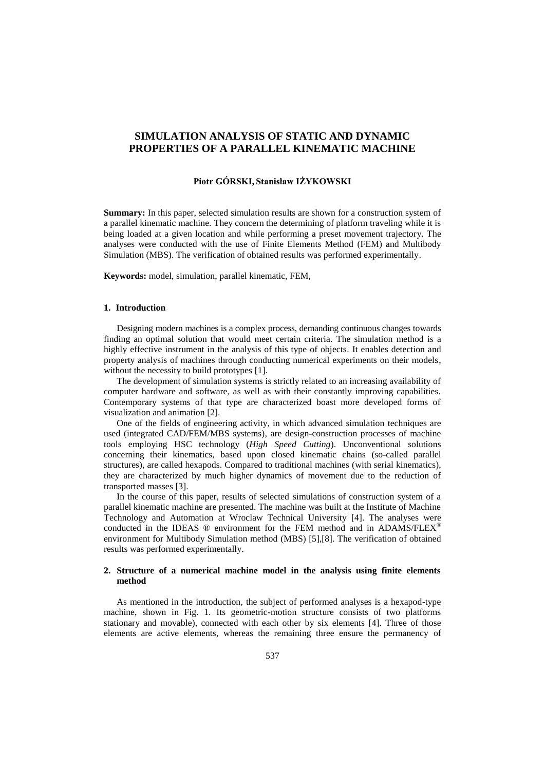# SIMULATION ANALYSIS OF STATIC AND DYNAMIC PROPERTIES OF A PARALLEL KINEMATIC MACHINE

**Piotr GÓRSKI, Stanisław IŻYKOWSKI**

**Summary:** In this paper, selected simulation results are shown for a construction system of a parallel kinematic machine. They concern the determining of platform traveling while it is being loaded at a given location and while performing a preset movement trajectory. The analyses were conducted with the use of Finite Elements Method (FEM) and Multibody Simulation (MBS). The verification of obtained results was performed experimentally.

**Keywords:** model, simulation, parallel kinematic, FEM,

## 1. Introduction

Designing modern machines is a complex process, demanding continuous changes towards finding an optimal solution that would meet certain criteria. The simulation method is a highly effective instrument in the analysis of this type of objects. It enables detection and property analysis of machines through conducting numerical experiments on their models, without the necessity to build prototypes [1].

The development of simulation systems is strictly related to an increasing availability of computer hardware and software, as well as with their constantly improving capabilities. Contemporary systems of that type are characterized boast more developed forms of visualization and animation [2].

One of the fields of engineering activity, in which advanced simulation techniques are used (integrated CAD/FEM/MBS systems), are design-construction processes of machine tools employing HSC technology (*High Speed Cutting*). Unconventional solutions concerning their kinematics, based upon closed kinematic chains (so-called parallel structures), are called hexapods. Compared to traditional machines (with serial kinematics), they are characterized by much higher dynamics of movement due to the reduction of transported masses [3].

In the course of this paper, results of selected simulations of construction system of a parallel kinematic machine are presented. The machine was built at the Institute of Machine Technology and Automation at Wroclaw Technical University [4]. The analyses were conducted in the IDEAS ® environment for the FEM method and in ADAMS/FLEX® environment for Multibody Simulation method (MBS) [5],[8]. The verification of obtained results was performed experimentally.

## 2. Structure of a numerical machine model in the analysis using finite elements method

As mentioned in the introduction, the subject of performed analyses is a hexapod-type machine, shown in Fig. 1. Its geometric-motion structure consists of two platforms stationary and movable), connected with each other by six elements [4]. Three of those elements are active elements, whereas the remaining three ensure the permanency of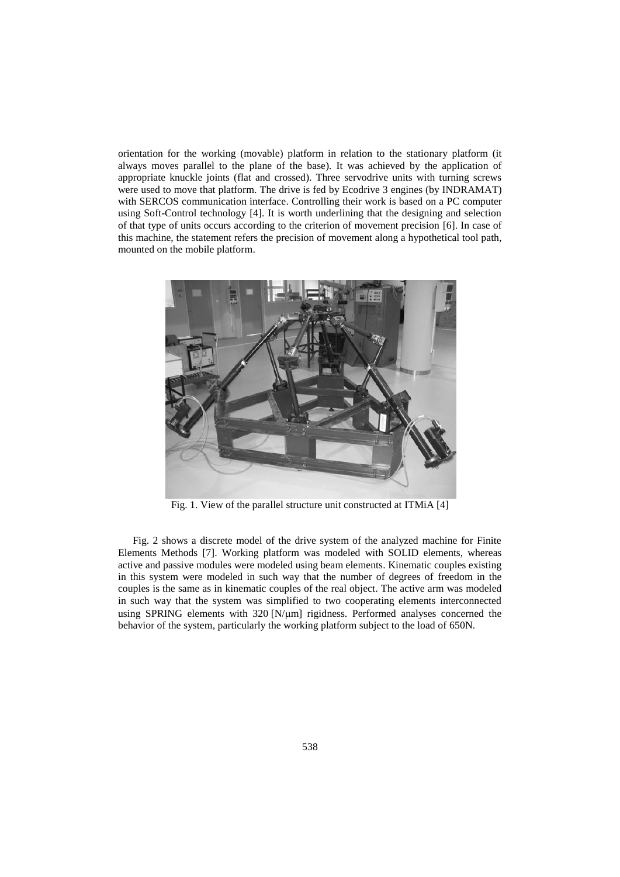orientation for the working (movable) platform in relation to the stationary platform (it always moves parallel to the plane of the base). It was achieved by the application of appropriate knuckle joints (flat and crossed). Three servodrive units with turning screws were used to move that platform. The drive is fed by Ecodrive 3 engines (by INDRAMAT) with SERCOS communication interface. Controlling their work is based on a PC computer using Soft-Control technology [4]. It is worth underlining that the designing and selection of that type of units occurs according to the criterion of movement precision [6]. In case of this machine, the statement refers the precision of movement along a hypothetical tool path, mounted on the mobile platform.

Fig. 1. View of the parallel structure unit constructed at ITMiA [4]

Fig. 2 shows a discrete model of the drive system of the analyzed machine for Finite Elements Methods [7]. Working platform was modeled with SOLID elements, whereas active and passive modules were modeled using beam elements. Kinematic couples existing in this system were modeled in such way that the number of degrees of freedom in the couples is the same as in kinematic couples of the real object. The active arm was modeled in such way that the system was simplified to two cooperating elements interconnected using SPRING elements with 320 [N/μm] rigidness. Performed analyses concerned the behavior of the system, particularly the working platform subject to the load of 650N.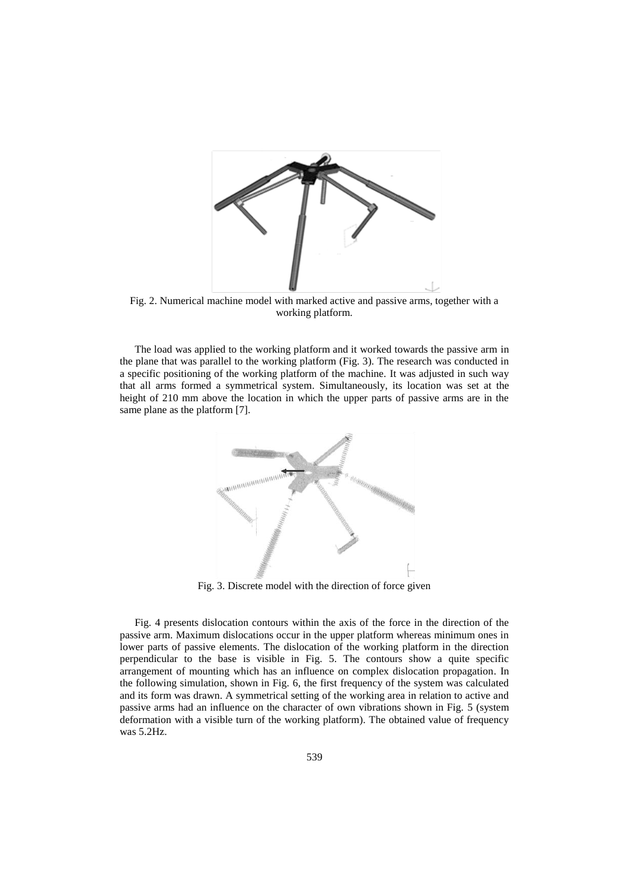Fig. 2. Numerical machine model with marked active and passive arms, together with a working platform.

The load was applied to the working platform and it worked towards the passive arm in the plane that was parallel to the working platform (Fig. 3). The research was conducted in a specific positioning of the working platform of the machine. It was adjusted in such way that all arms formed a symmetrical system. Simultaneously, its location was set at the height of 210 mm above the location in which the upper parts of passive arms are in the same plane as the platform [7].

Fig. 3. Discrete model with the direction of force given

Fig. 4 presents dislocation contours within the axis of the force in the direction of the passive arm. Maximum dislocations occur in the upper platform whereas minimum ones in lower parts of passive elements. The dislocation of the working platform in the direction perpendicular to the base is visible in Fig. 5. The contours show a quite specific arrangement of mounting which has an influence on complex dislocation propagation. In the following simulation, shown in Fig. 6, the first frequency of the system was calculated and its form was drawn. A symmetrical setting of the working area in relation to active and passive arms had an influence on the character of own vibrations shown in Fig. 5 (system deformation with a visible turn of the working platform). The obtained value of frequency was 5.2Hz.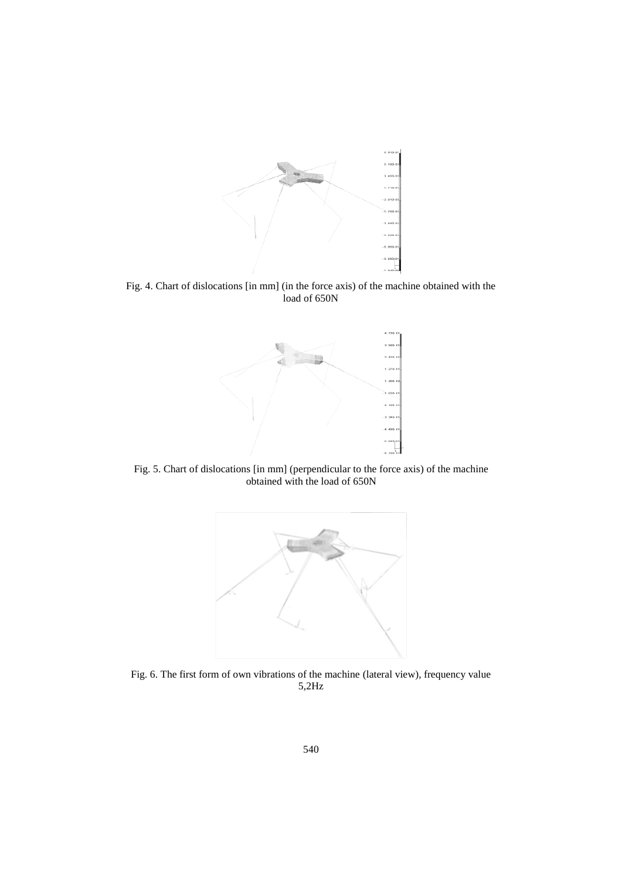Fig. 4. Chart of dislocations [in mm] (in the force axis) of the machine obtained with the load of 650N

Fig. 5. Chart of dislocations [in mm] (perpendicular to the force axis) of the machine obtained with the load of 650N

Fig. 6. The first form of own vibrations of the machine (lateral view), frequency value 5,2Hz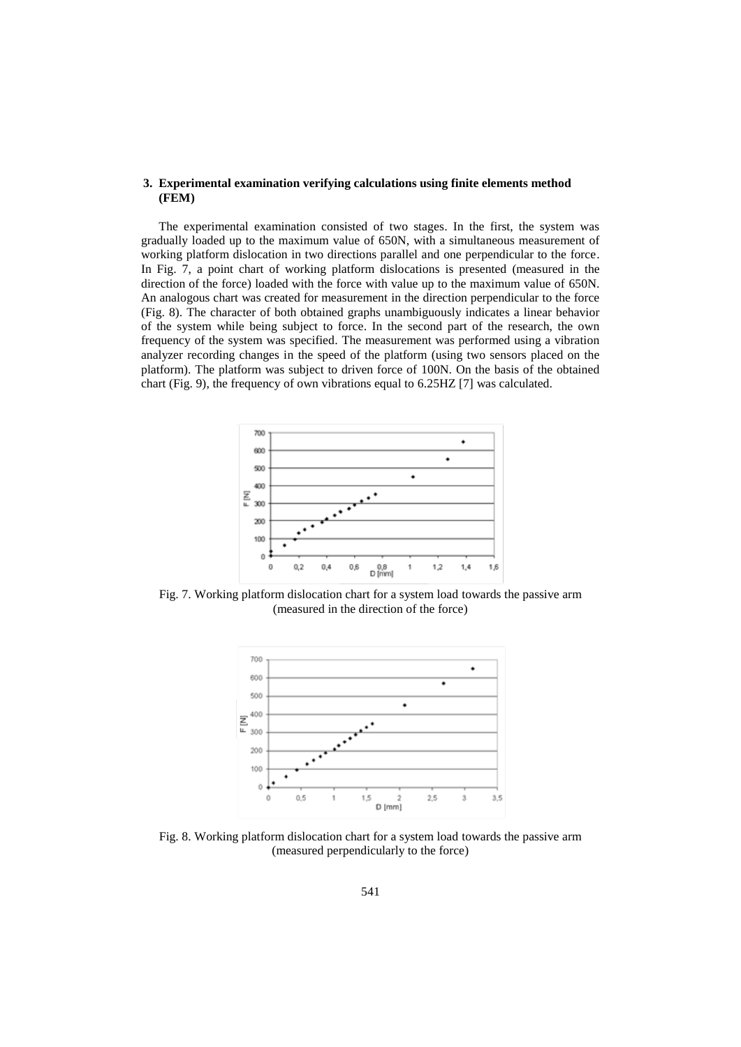## 3. Experimental examination verifying calculations using finite elements method (FEM)

The experimental examination consisted of two stages. In the first, the system was gradually loaded up to the maximum value of 650N, with a simultaneous measurement of working platform dislocation in two directions parallel and one perpendicular to the force. In Fig. 7, a point chart of working platform dislocations is presented (measured in the direction of the force) loaded with the force with value up to the maximum value of 650N. An analogous chart was created for measurement in the direction perpendicular to the force (Fig. 8). The character of both obtained graphs unambiguously indicates a linear behavior of the system while being subject to force. In the second part of the research, the own frequency of the system was specified. The measurement was performed using a vibration analyzer recording changes in the speed of the platform (using two sensors placed on the platform). The platform was subject to driven force of 100N. On the basis of the obtained chart (Fig. 9), the frequency of own vibrations equal to 6.25HZ [7] was calculated.

Fig. 7. Working platform dislocation chart for a system load towards the passive arm (measured in the direction of the force)

Fig. 8. Working platform dislocation chart for a system load towards the passive arm (measured perpendicularly to the force)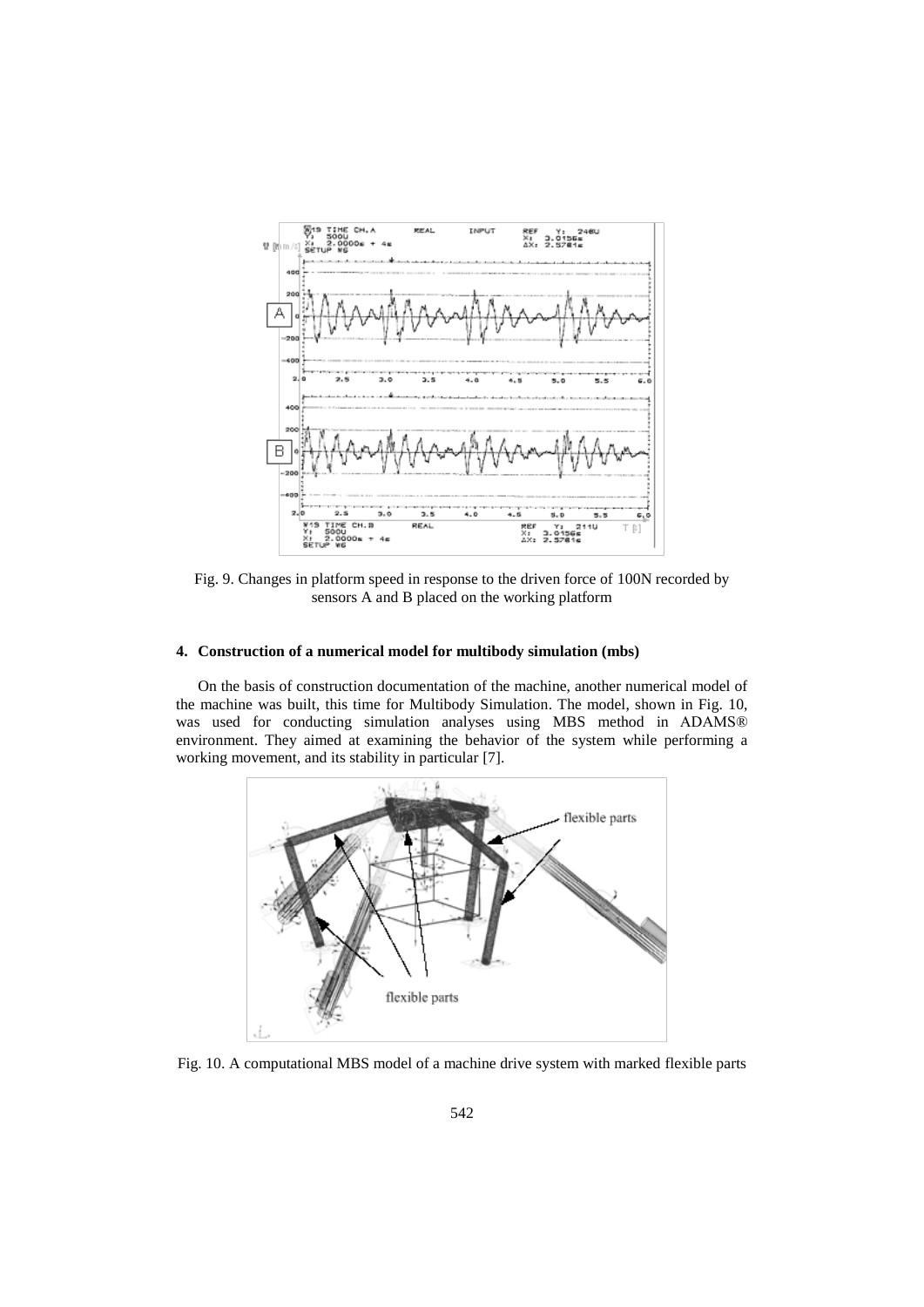Fig. 9. Changes in platform speed in response to the driven force of 100N recorded by sensors A and B placed on the working platform

## 4. Construction of a numerical model for multibody simulation (mbs)

On the basis of construction documentation of the machine, another numerical model of the machine was built, this time for Multibody Simulation. The model, shown in Fig. 10, was used for conducting simulation analyses using MBS method in ADAMS® environment. They aimed at examining the behavior of the system while performing a working movement, and its stability in particular [7].

Fig. 10. A computational MBS model of a machine drive system with marked flexible parts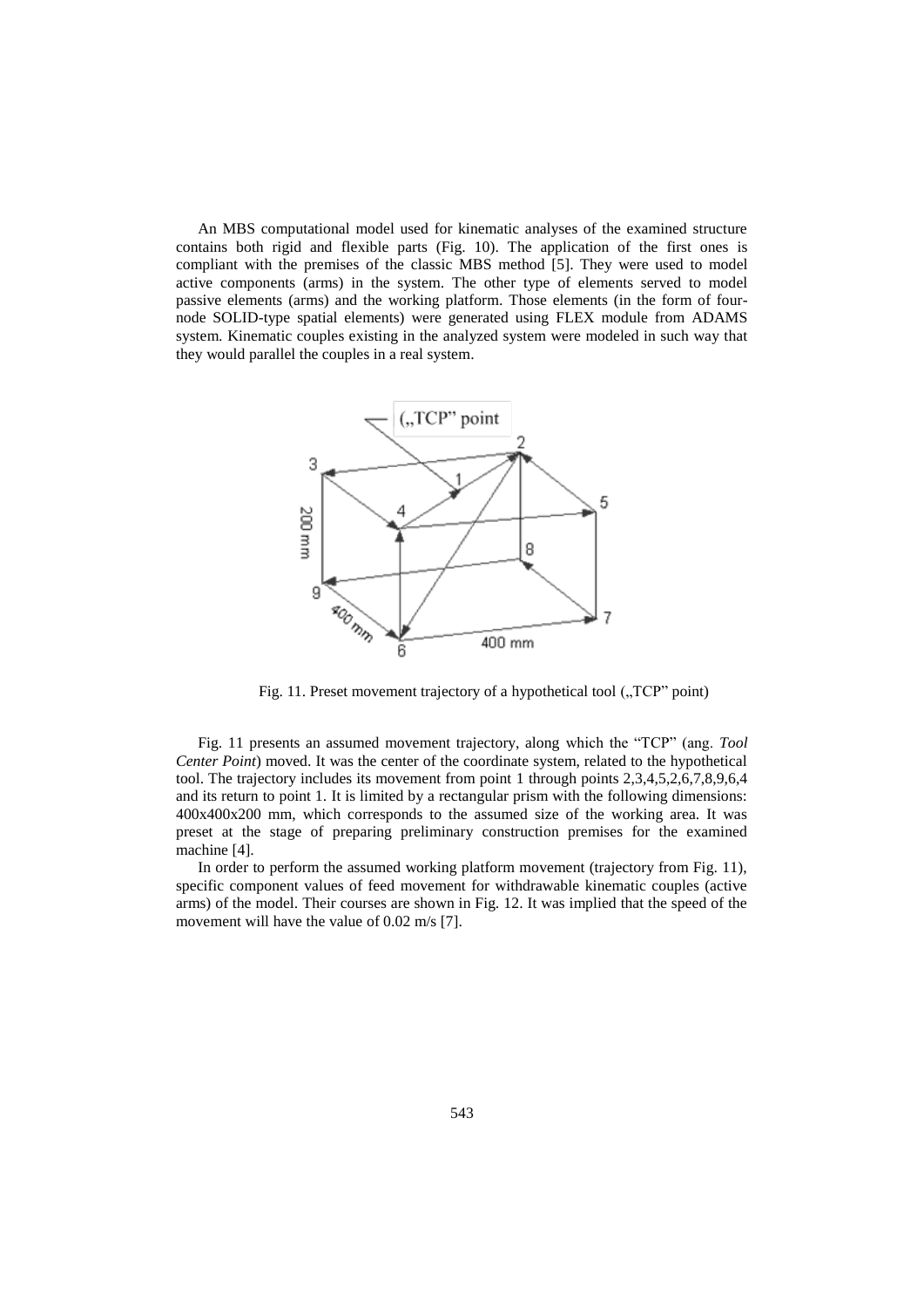An MBS computational model used for kinematic analyses of the examined structure contains both rigid and flexible parts (Fig. 10). The application of the first ones is compliant with the premises of the classic MBS method [5]. They were used to model active components (arms) in the system. The other type of elements served to model passive elements (arms) and the working platform. Those elements (in the form of four-node SOLID-type spatial elements) were generated using FLEX module from ADAMS system. Kinematic couples existing in the analyzed system were modeled in such way that they would parallel the couples in a real system.

Fig. 11. Preset movement trajectory of a hypothetical tool („TCP" point)

Fig. 11 presents an assumed movement trajectory, along which the "TCP" (ang. *Tool Center Point*) moved. It was the center of the coordinate system, related to the hypothetical tool. The trajectory includes its movement from point 1 through points 2,3,4,5,2,6,7,8,9,6,4 and its return to point 1. It is limited by a rectangular prism with the following dimensions: 400x400x200 mm, which corresponds to the assumed size of the working area. It was preset at the stage of preparing preliminary construction premises for the examined machine [4].

In order to perform the assumed working platform movement (trajectory from Fig. 11), specific component values of feed movement for withdrawable kinematic couples (active arms) of the model. Their courses are shown in Fig. 12. It was implied that the speed of the movement will have the value of 0.02 m/s [7].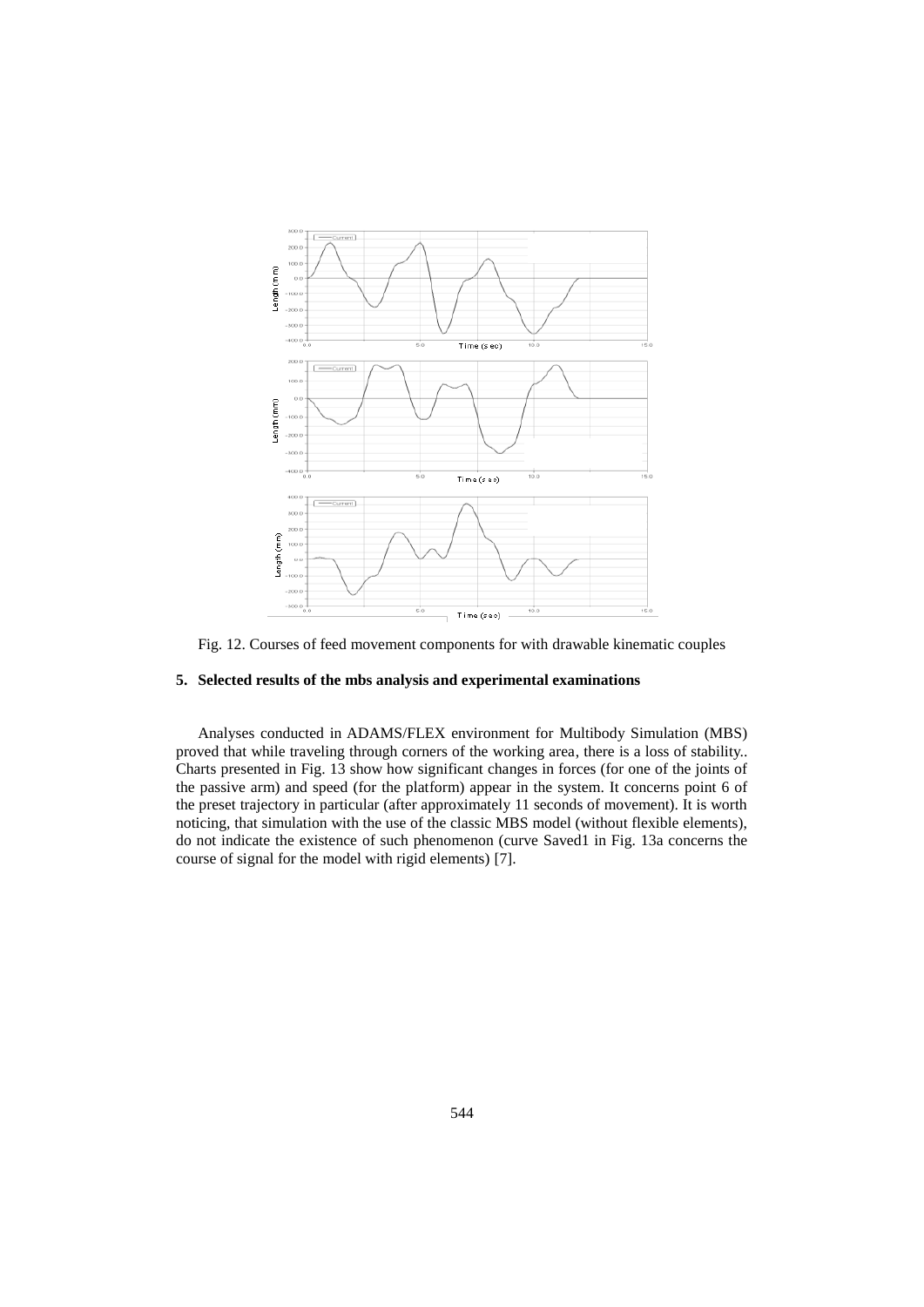Fig. 12. Courses of feed movement components for with drawable kinematic couples

## 5. Selected results of the mbs analysis and experimental examinations

Analyses conducted in ADAMS/FLEX environment for Multibody Simulation (MBS) proved that while traveling through corners of the working area, there is a loss of stability.. Charts presented in Fig. 13 show how significant changes in forces (for one of the joints of the passive arm) and speed (for the platform) appear in the system. It concerns point 6 of the preset trajectory in particular (after approximately 11 seconds of movement). It is worth noticing, that simulation with the use of the classic MBS model (without flexible elements), do not indicate the existence of such phenomenon (curve Saved1 in Fig. 13a concerns the course of signal for the model with rigid elements) [7].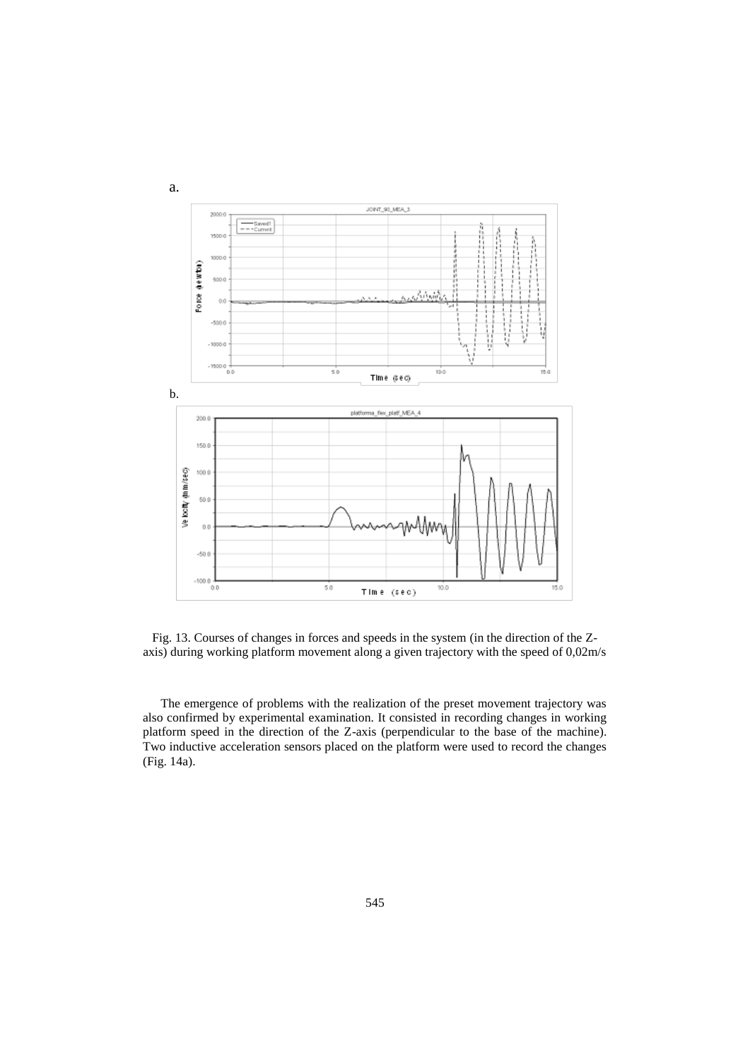a.

b.

Fig. 13. Courses of changes in forces and speeds in the system (in the direction of the Z-axis) during working platform movement along a given trajectory with the speed of 0,02m/s

The emergence of problems with the realization of the preset movement trajectory was also confirmed by experimental examination. It consisted in recording changes in working platform speed in the direction of the Z-axis (perpendicular to the base of the machine). Two inductive acceleration sensors placed on the platform were used to record the changes (Fig. 14a).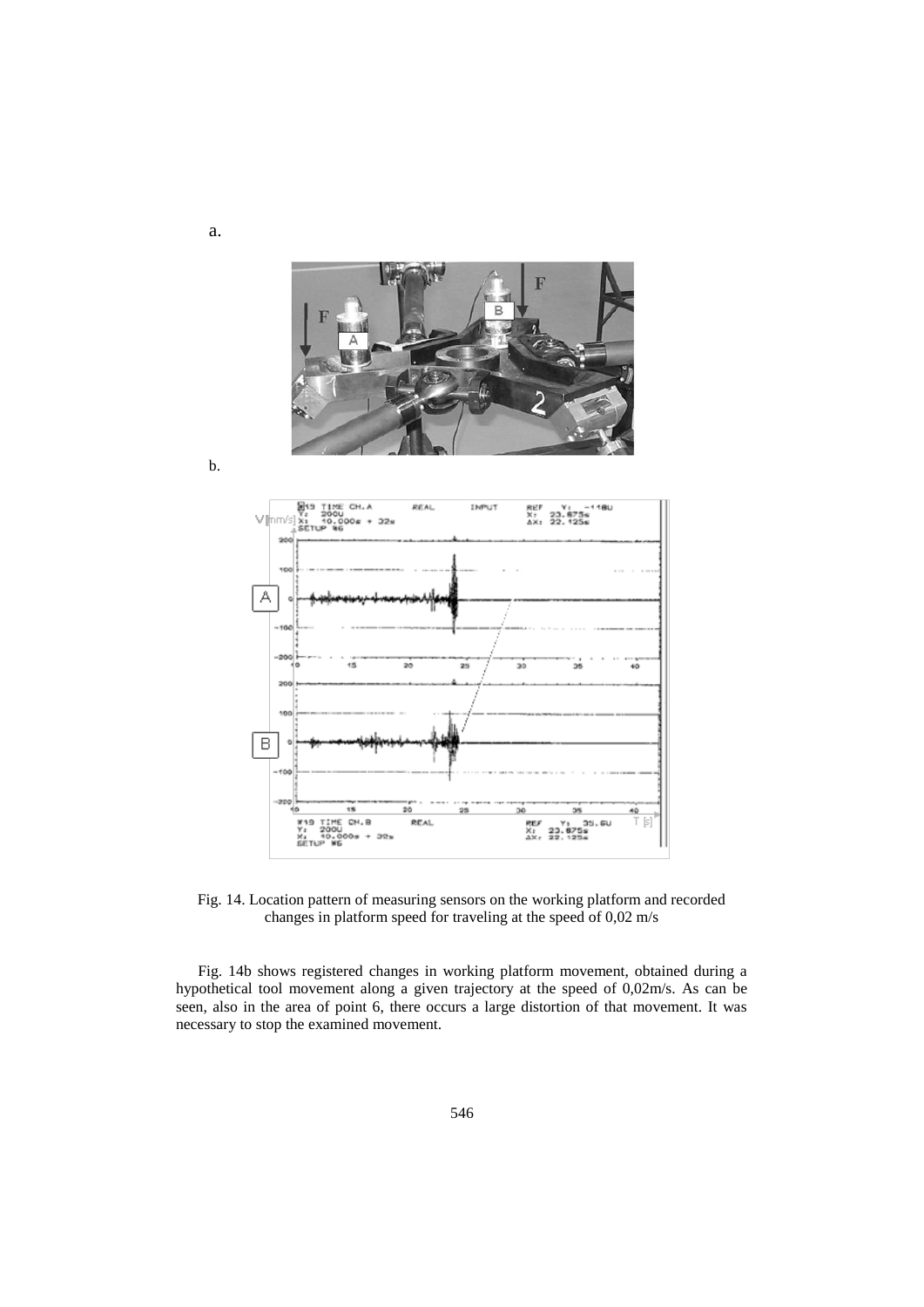a.

b.

Fig. 14. Location pattern of measuring sensors on the working platform and recorded changes in platform speed for traveling at the speed of 0,02 m/s

Fig. 14b shows registered changes in working platform movement, obtained during a hypothetical tool movement along a given trajectory at the speed of 0,02m/s. As can be seen, also in the area of point 6, there occurs a large distortion of that movement. It was necessary to stop the examined movement.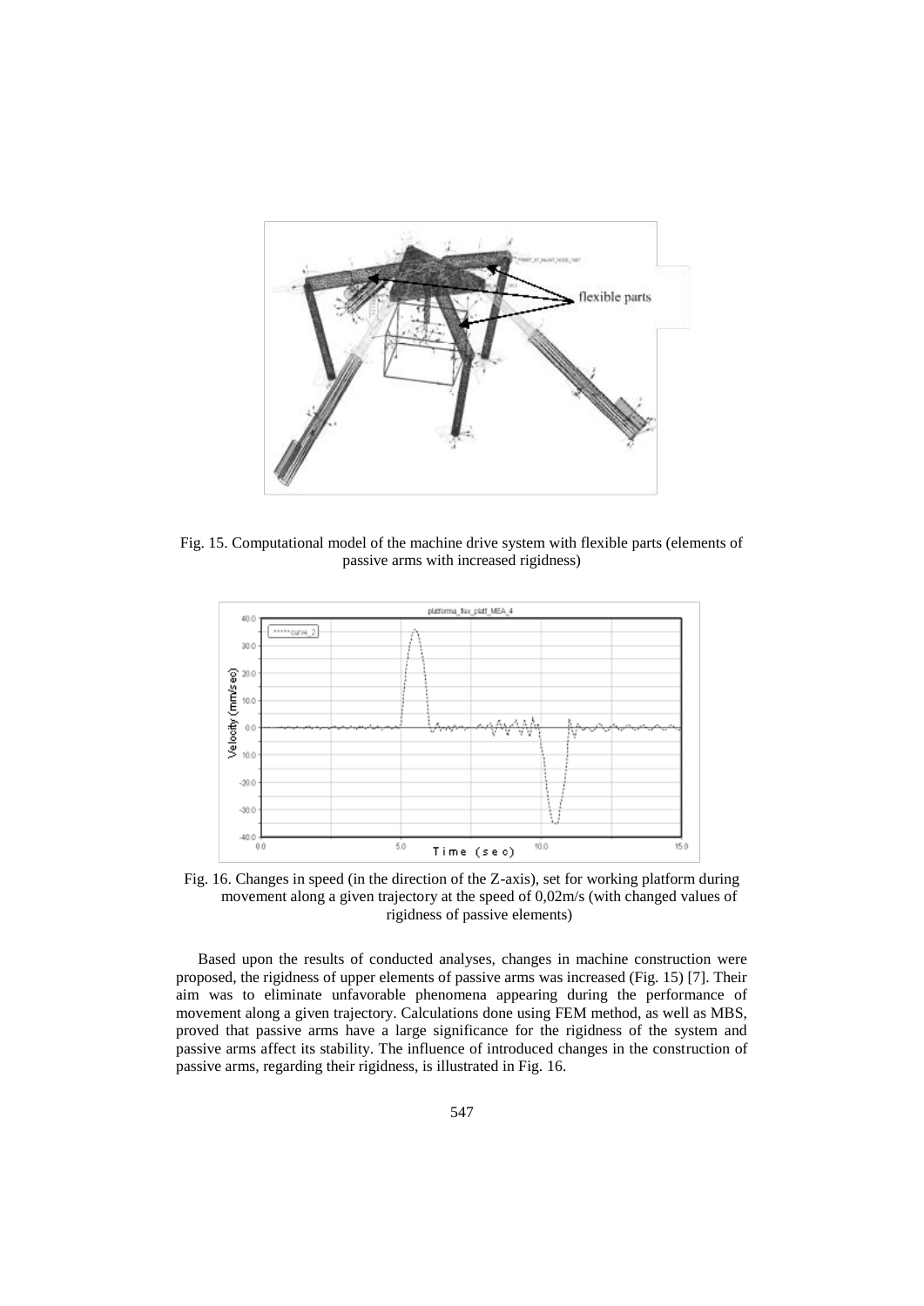Fig. 15. Computational model of the machine drive system with flexible parts (elements of passive arms with increased rigidness)

Fig. 16. Changes in speed (in the direction of the Z-axis), set for working platform during movement along a given trajectory at the speed of 0,02m/s (with changed values of rigidness of passive elements)

Based upon the results of conducted analyses, changes in machine construction were proposed, the rigidness of upper elements of passive arms was increased (Fig. 15) [7]. Their aim was to eliminate unfavorable phenomena appearing during the performance of movement along a given trajectory. Calculations done using FEM method, as well as MBS, proved that passive arms have a large significance for the rigidness of the system and passive arms affect its stability. The influence of introduced changes in the construction of passive arms, regarding their rigidness, is illustrated in Fig. 16.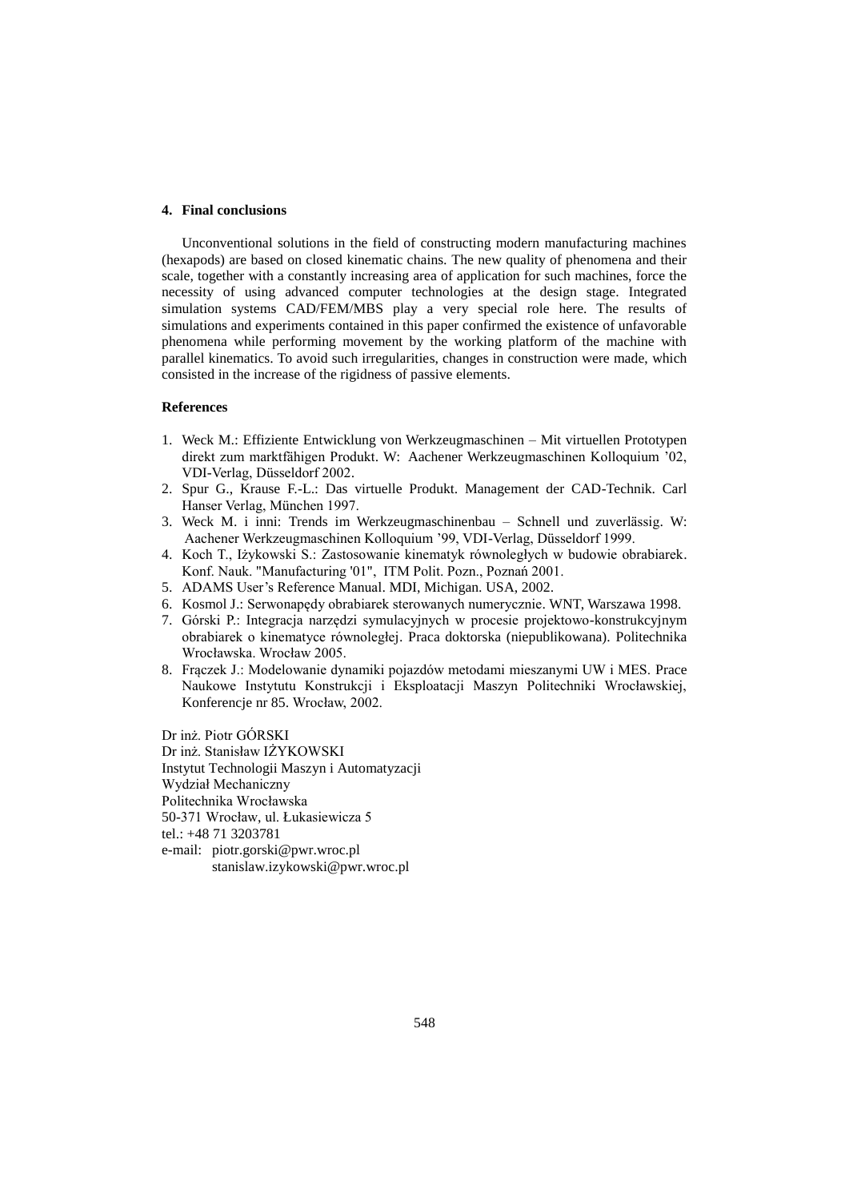## 4. Final conclusions

Unconventional solutions in the field of constructing modern manufacturing machines (hexapods) are based on closed kinematic chains. The new quality of phenomena and their scale, together with a constantly increasing area of application for such machines, force the necessity of using advanced computer technologies at the design stage. Integrated simulation systems CAD/FEM/MBS play a very special role here. The results of simulations and experiments contained in this paper confirmed the existence of unfavorable phenomena while performing movement by the working platform of the machine with parallel kinematics. To avoid such irregularities, changes in construction were made, which consisted in the increase of the rigidness of passive elements.

## References

1. Weck M.: Effiziente Entwicklung von Werkzeugmaschinen – Mit virtuellen Prototypen direkt zum marktfähigen Produkt. W: Aachener Werkzeugmaschinen Kolloquium '02, VDI-Verlag, Düsseldorf 2002.
2. Spur G., Krause F.-L.: Das virtuelle Produkt. Management der CAD-Technik. Carl Hanser Verlag, München 1997.
3. Weck M. i inni: Trends im Werkzeugmaschinenbau – Schnell und zuverlässig. W: Aachener Werkzeugmaschinen Kolloquium '99, VDI-Verlag, Düsseldorf 1999.
4. Koch T., Iżykowski S.: Zastosowanie kinematyk równoległych w budowie obrabiarek. Konf. Nauk. "Manufacturing '01", ITM Polit. Pozn., Poznań 2001.
5. ADAMS User's Reference Manual. MDI, Michigan. USA, 2002.
6. Kosmol J.: Serwonapędy obrabiarek sterowanych numerycznie. WNT, Warszawa 1998.
7. Górski P.: Integracja narzędzi symulacyjnych w procesie projektowo-konstrukcyjnym obrabiarek o kinematyce równoległej. Praca doktorska (niepublikowana). Politechnika Wrocławska. Wrocław 2005.
8. Frączek J.: Modelowanie dynamiki pojazdów metodami mieszanymi UW i MES. Prace Naukowe Instytutu Konstrukcji i Eksploatacji Maszyn Politechniki Wrocławskiej, Konferencje nr 85. Wrocław, 2002.

Dr inż. Piotr GÓRSKI
Dr inż. Stanisław IŻYKOWSKI
Instytut Technologii Maszyn i Automatyzacji
Wydział Mechaniczny
Politechnika Wrocławska
50-371 Wrocław, ul. Łukasiewicza 5
tel.: +48 71 3203781
e-mail: piotr.gorski@pwr.wroc.pl
stanislaw.izykowski@pwr.wroc.pl